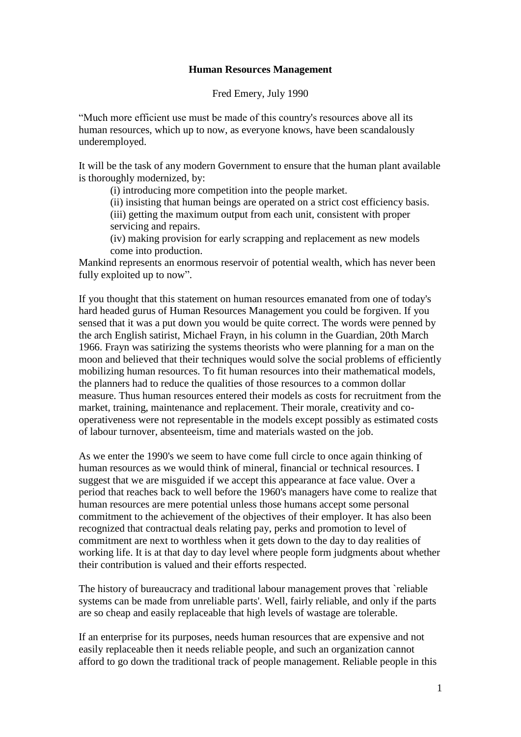# Human Resources Management

Fred Emery, July 1990

"Much more efficient use must be made of this country's resources above all its human resources, which up to now, as everyone knows, have been scandalously underemployed.

It will be the task of any modern Government to ensure that the human plant available is thoroughly modernized, by:

(i) introducing more competition into the people market.
(ii) insisting that human beings are operated on a strict cost efficiency basis.
(iii) getting the maximum output from each unit, consistent with proper servicing and repairs.
(iv) making provision for early scrapping and replacement as new models come into production.

Mankind represents an enormous reservoir of potential wealth, which has never been fully exploited up to now".

If you thought that this statement on human resources emanated from one of today's hard headed gurus of Human Resources Management you could be forgiven. If you sensed that it was a put down you would be quite correct. The words were penned by the arch English satirist, Michael Frayn, in his column in the Guardian, 20th March 1966. Frayn was satirizing the systems theorists who were planning for a man on the moon and believed that their techniques would solve the social problems of efficiently mobilizing human resources. To fit human resources into their mathematical models, the planners had to reduce the qualities of those resources to a common dollar measure. Thus human resources entered their models as costs for recruitment from the market, training, maintenance and replacement. Their morale, creativity and co-operativeness were not representable in the models except possibly as estimated costs of labour turnover, absenteeism, time and materials wasted on the job.

As we enter the 1990's we seem to have come full circle to once again thinking of human resources as we would think of mineral, financial or technical resources. I suggest that we are misguided if we accept this appearance at face value. Over a period that reaches back to well before the 1960's managers have come to realize that human resources are mere potential unless those humans accept some personal commitment to the achievement of the objectives of their employer. It has also been recognized that contractual deals relating pay, perks and promotion to level of commitment are next to worthless when it gets down to the day to day realities of working life. It is at that day to day level where people form judgments about whether their contribution is valued and their efforts respected.

The history of bureaucracy and traditional labour management proves that `reliable systems can be made from unreliable parts'. Well, fairly reliable, and only if the parts are so cheap and easily replaceable that high levels of wastage are tolerable.

If an enterprise for its purposes, needs human resources that are expensive and not easily replaceable then it needs reliable people, and such an organization cannot afford to go down the traditional track of people management. Reliable people in this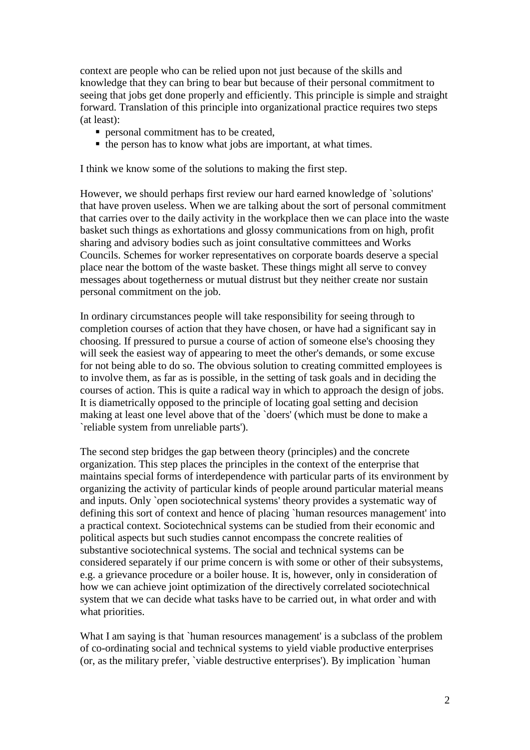context are people who can be relied upon not just because of the skills and knowledge that they can bring to bear but because of their personal commitment to seeing that jobs get done properly and efficiently. This principle is simple and straight forward. Translation of this principle into organizational practice requires two steps (at least):

- personal commitment has to be created,
- the person has to know what jobs are important, at what times.

I think we know some of the solutions to making the first step.

However, we should perhaps first review our hard earned knowledge of `solutions' that have proven useless. When we are talking about the sort of personal commitment that carries over to the daily activity in the workplace then we can place into the waste basket such things as exhortations and glossy communications from on high, profit sharing and advisory bodies such as joint consultative committees and Works Councils. Schemes for worker representatives on corporate boards deserve a special place near the bottom of the waste basket. These things might all serve to convey messages about togetherness or mutual distrust but they neither create nor sustain personal commitment on the job.

In ordinary circumstances people will take responsibility for seeing through to completion courses of action that they have chosen, or have had a significant say in choosing. If pressured to pursue a course of action of someone else's choosing they will seek the easiest way of appearing to meet the other's demands, or some excuse for not being able to do so. The obvious solution to creating committed employees is to involve them, as far as is possible, in the setting of task goals and in deciding the courses of action. This is quite a radical way in which to approach the design of jobs. It is diametrically opposed to the principle of locating goal setting and decision making at least one level above that of the `doers' (which must be done to make a `reliable system from unreliable parts').

The second step bridges the gap between theory (principles) and the concrete organization. This step places the principles in the context of the enterprise that maintains special forms of interdependence with particular parts of its environment by organizing the activity of particular kinds of people around particular material means and inputs. Only `open sociotechnical systems' theory provides a systematic way of defining this sort of context and hence of placing `human resources management' into a practical context. Sociotechnical systems can be studied from their economic and political aspects but such studies cannot encompass the concrete realities of substantive sociotechnical systems. The social and technical systems can be considered separately if our prime concern is with some or other of their subsystems, e.g. a grievance procedure or a boiler house. It is, however, only in consideration of how we can achieve joint optimization of the directively correlated sociotechnical system that we can decide what tasks have to be carried out, in what order and with what priorities.

What I am saying is that `human resources management' is a subclass of the problem of co-ordinating social and technical systems to yield viable productive enterprises (or, as the military prefer, `viable destructive enterprises'). By implication `human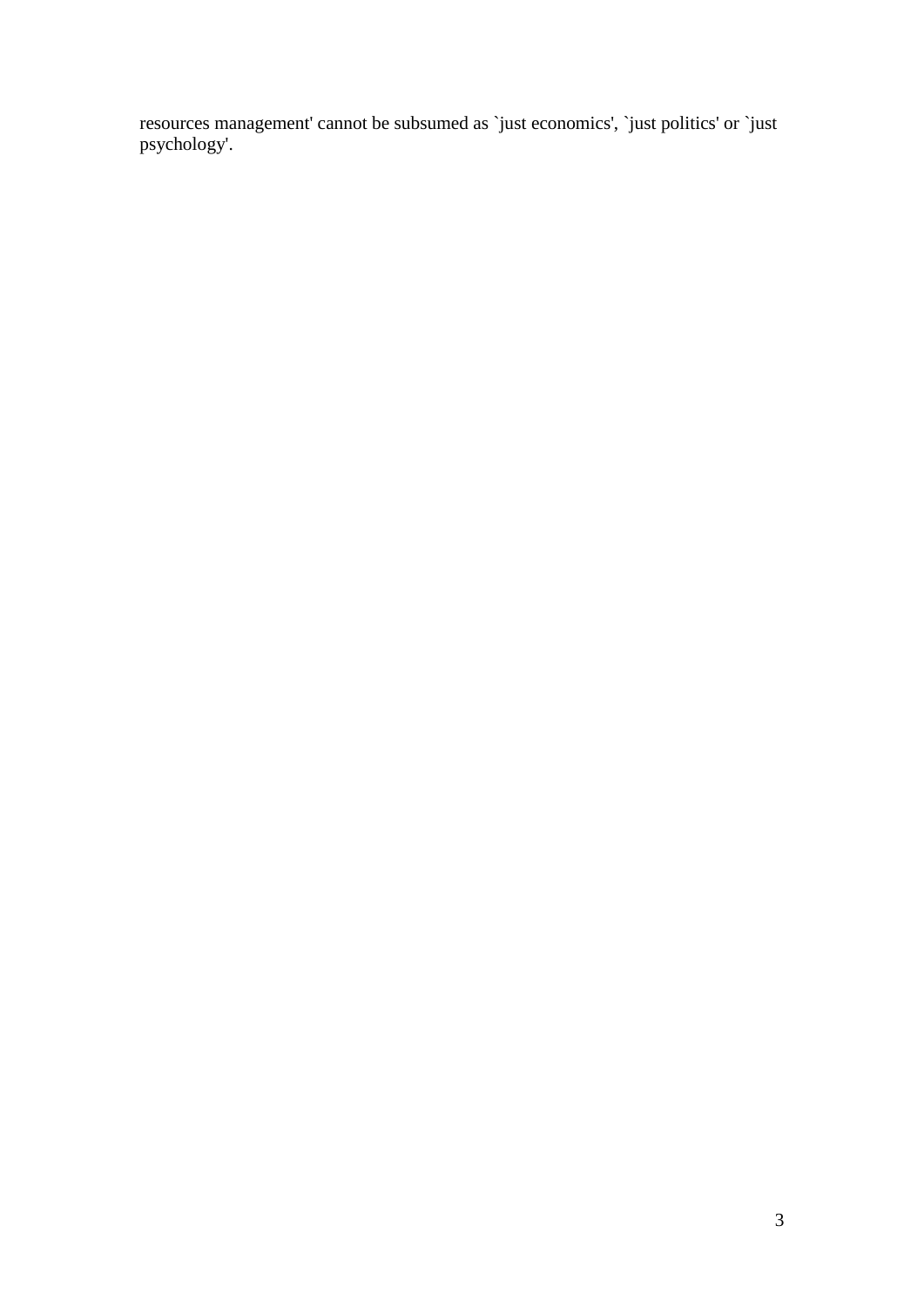resources management' cannot be subsumed as `just economics', `just politics' or `just psychology'.